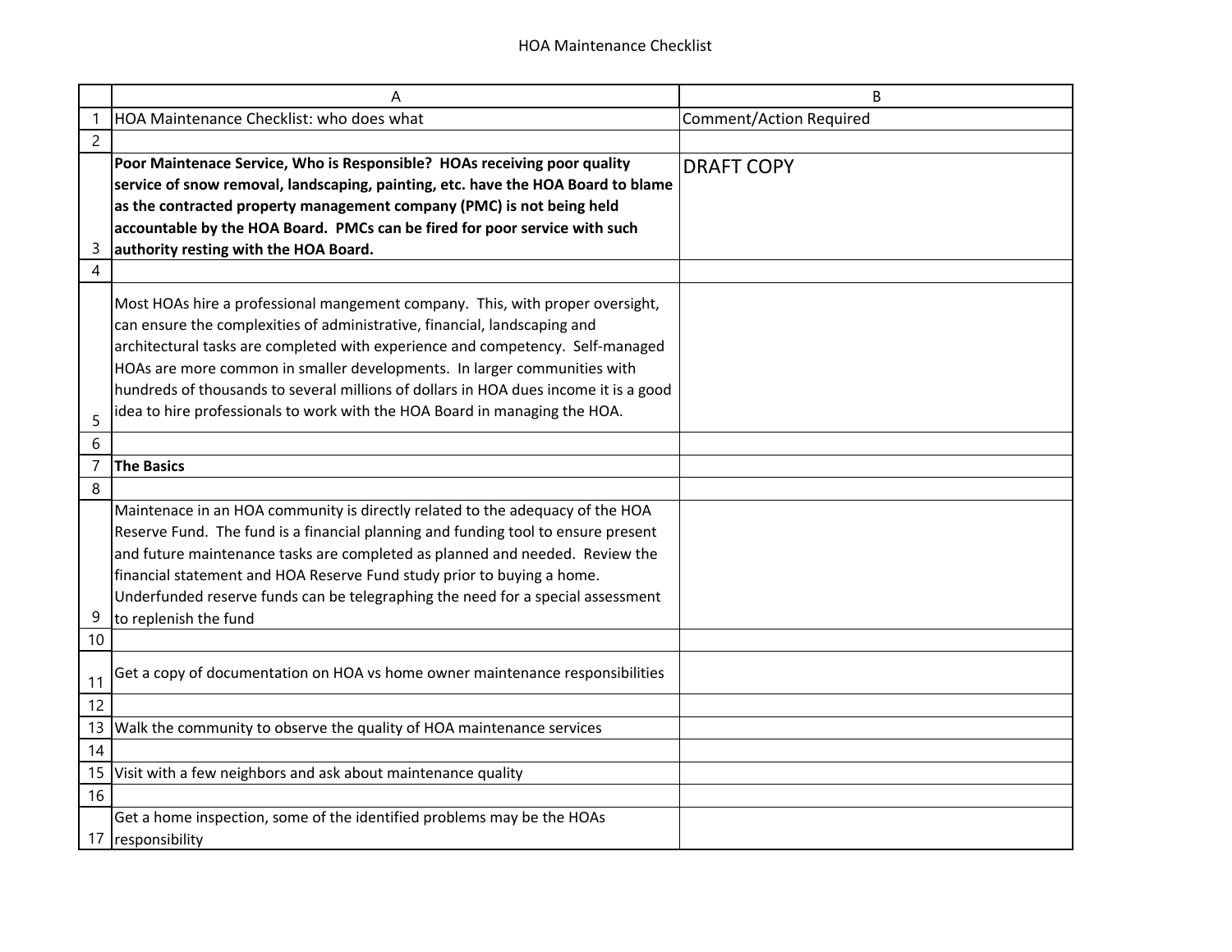# HOA Maintenance Checklist

| | A | B |
|---|---|---|
| 1 | HOA Maintenance Checklist: who does what | Comment/Action Required |
| 2 | | |
| 3 | **Poor Maintenace Service, Who is Responsible? HOAs receiving poor quality service of snow removal, landscaping, painting, etc. have the HOA Board to blame as the contracted property management company (PMC) is not being held accountable by the HOA Board. PMCs can be fired for poor service with such authority resting with the HOA Board.** | DRAFT COPY |
| 4 | | |
| 5 | Most HOAs hire a professional mangement company. This, with proper oversight, can ensure the complexities of administrative, financial, landscaping and architectural tasks are completed with experience and competency. Self-managed HOAs are more common in smaller developments. In larger communities with hundreds of thousands to several millions of dollars in HOA dues income it is a good idea to hire professionals to work with the HOA Board in managing the HOA. | |
| 6 | | |
| 7 | **The Basics** | |
| 8 | | |
| 9 | Maintenace in an HOA community is directly related to the adequacy of the HOA Reserve Fund. The fund is a financial planning and funding tool to ensure present and future maintenance tasks are completed as planned and needed. Review the financial statement and HOA Reserve Fund study prior to buying a home. Underfunded reserve funds can be telegraphing the need for a special assessment to replenish the fund | |
| 10 | | |
| 11 | Get a copy of documentation on HOA vs home owner maintenance responsibilities | |
| 12 | | |
| 13 | Walk the community to observe the quality of HOA maintenance services | |
| 14 | | |
| 15 | Visit with a few neighbors and ask about maintenance quality | |
| 16 | | |
| 17 | Get a home inspection, some of the identified problems may be the HOAs responsibility | |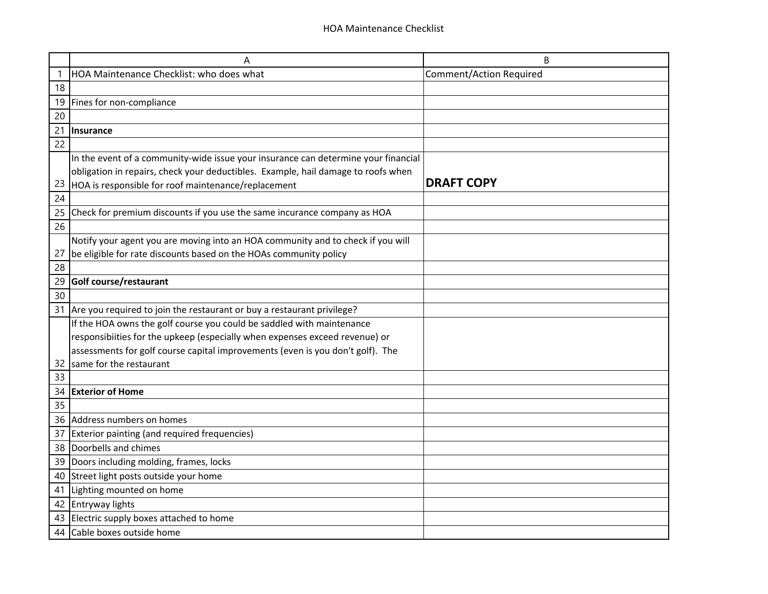HOA Maintenance Checklist

| | A | B |
|---|---|---|
| 1 | HOA Maintenance Checklist: who does what | Comment/Action Required |
| 18 | | |
| 19 | Fines for non-compliance | |
| 20 | | |
| 21 | **Insurance** | |
| 22 | | |
| 23 | In the event of a community-wide issue your insurance can determine your financial obligation in repairs, check your deductibles. Example, hail damage to roofs when HOA is responsible for roof maintenance/replacement | **DRAFT COPY** |
| 24 | | |
| 25 | Check for premium discounts if you use the same incurance company as HOA | |
| 26 | | |
| 27 | Notify your agent you are moving into an HOA community and to check if you will be eligible for rate discounts based on the HOAs community policy | |
| 28 | | |
| 29 | **Golf course/restaurant** | |
| 30 | | |
| 31 | Are you required to join the restaurant or buy a restaurant privilege? | |
| 32 | If the HOA owns the golf course you could be saddled with maintenance responsibiities for the upkeep (especially when expenses exceed revenue) or assessments for golf course capital improvements (even is you don't golf). The same for the restaurant | |
| 33 | | |
| 34 | **Exterior of Home** | |
| 35 | | |
| 36 | Address numbers on homes | |
| 37 | Exterior painting (and required frequencies) | |
| 38 | Doorbells and chimes | |
| 39 | Doors including molding, frames, locks | |
| 40 | Street light posts outside your home | |
| 41 | Lighting mounted on home | |
| 42 | Entryway lights | |
| 43 | Electric supply boxes attached to home | |
| 44 | Cable boxes outside home | |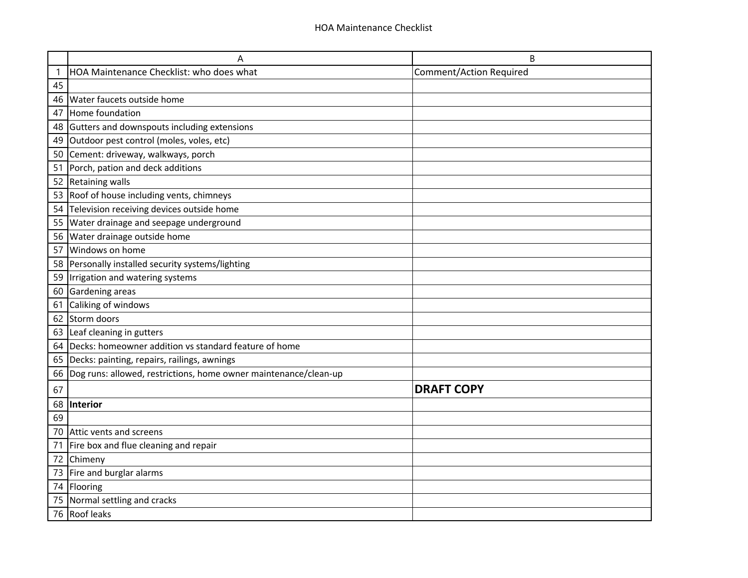|  | A | B |
|---|---|---|
| 1 | HOA Maintenance Checklist: who does what | Comment/Action Required |
| 45 |  |  |
| 46 | Water faucets outside home |  |
| 47 | Home foundation |  |
| 48 | Gutters and downspouts including extensions |  |
| 49 | Outdoor pest control (moles, voles, etc) |  |
| 50 | Cement: driveway, walkways, porch |  |
| 51 | Porch, pation and deck additions |  |
| 52 | Retaining walls |  |
| 53 | Roof of house including vents, chimneys |  |
| 54 | Television receiving devices outside home |  |
| 55 | Water drainage and seepage underground |  |
| 56 | Water drainage outside home |  |
| 57 | Windows on home |  |
| 58 | Personally installed security systems/lighting |  |
| 59 | Irrigation and watering systems |  |
| 60 | Gardening areas |  |
| 61 | Caliking of windows |  |
| 62 | Storm doors |  |
| 63 | Leaf cleaning in gutters |  |
| 64 | Decks: homeowner addition vs standard feature of home |  |
| 65 | Decks: painting, repairs, railings, awnings |  |
| 66 | Dog runs: allowed, restrictions, home owner maintenance/clean-up |  |
| 67 |  | **DRAFT COPY** |
| 68 | **Interior** |  |
| 69 |  |  |
| 70 | Attic vents and screens |  |
| 71 | Fire box and flue cleaning and repair |  |
| 72 | Chimeny |  |
| 73 | Fire and burglar alarms |  |
| 74 | Flooring |  |
| 75 | Normal settling and cracks |  |
| 76 | Roof leaks |  |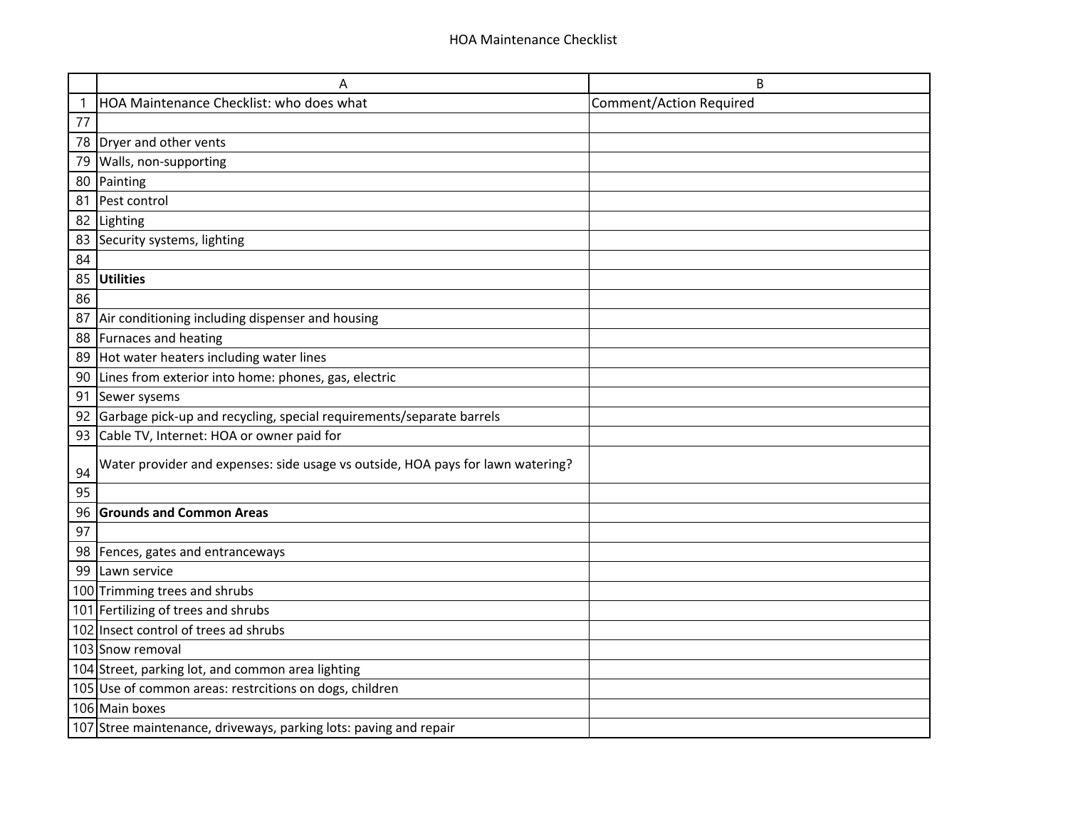HOA Maintenance Checklist

| | A | B |
|---|---|---|
| 1 | HOA Maintenance Checklist: who does what | Comment/Action Required |
| 77 | | |
| 78 | Dryer and other vents | |
| 79 | Walls, non-supporting | |
| 80 | Painting | |
| 81 | Pest control | |
| 82 | Lighting | |
| 83 | Security systems, lighting | |
| 84 | | |
| 85 | **Utilities** | |
| 86 | | |
| 87 | Air conditioning including dispenser and housing | |
| 88 | Furnaces and heating | |
| 89 | Hot water heaters including water lines | |
| 90 | Lines from exterior into home: phones, gas, electric | |
| 91 | Sewer sysems | |
| 92 | Garbage pick-up and recycling, special requirements/separate barrels | |
| 93 | Cable TV, Internet: HOA or owner paid for | |
| 94 | Water provider and expenses: side usage vs outside, HOA pays for lawn watering? | |
| 95 | | |
| 96 | **Grounds and Common Areas** | |
| 97 | | |
| 98 | Fences, gates and entranceways | |
| 99 | Lawn service | |
| 100 | Trimming trees and shrubs | |
| 101 | Fertilizing of trees and shrubs | |
| 102 | Insect control of trees ad shrubs | |
| 103 | Snow removal | |
| 104 | Street, parking lot, and common area lighting | |
| 105 | Use of common areas: restrcitions on dogs, children | |
| 106 | Main boxes | |
| 107 | Stree maintenance, driveways, parking lots: paving and repair | |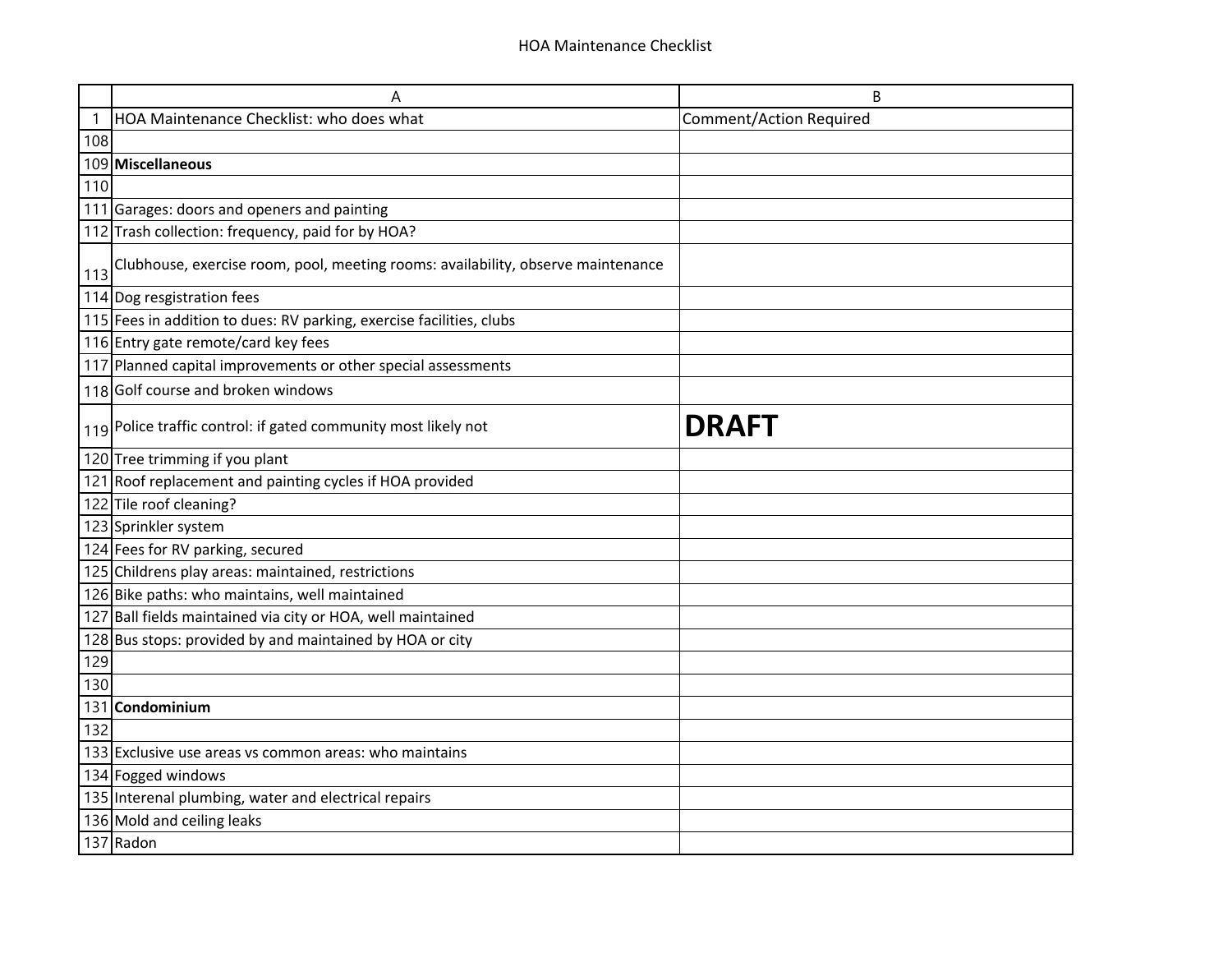HOA Maintenance Checklist

| | A | B |
|---|---|---|
| 1 | HOA Maintenance Checklist: who does what | Comment/Action Required |
| 108 | | |
| 109 | **Miscellaneous** | |
| 110 | | |
| 111 | Garages: doors and openers and painting | |
| 112 | Trash collection: frequency, paid for by HOA? | |
| 113 | Clubhouse, exercise room, pool, meeting rooms: availability, observe maintenance | |
| 114 | Dog resgistration fees | |
| 115 | Fees in addition to dues: RV parking, exercise facilities, clubs | |
| 116 | Entry gate remote/card key fees | |
| 117 | Planned capital improvements or other special assessments | |
| 118 | Golf course and broken windows | |
| 119 | Police traffic control: if gated community most likely not | **DRAFT** |
| 120 | Tree trimming if you plant | |
| 121 | Roof replacement and painting cycles if HOA provided | |
| 122 | Tile roof cleaning? | |
| 123 | Sprinkler system | |
| 124 | Fees for RV parking, secured | |
| 125 | Childrens play areas: maintained, restrictions | |
| 126 | Bike paths: who maintains, well maintained | |
| 127 | Ball fields maintained via city or HOA, well maintained | |
| 128 | Bus stops: provided by and maintained by HOA or city | |
| 129 | | |
| 130 | | |
| 131 | **Condominium** | |
| 132 | | |
| 133 | Exclusive use areas vs common areas: who maintains | |
| 134 | Fogged windows | |
| 135 | Interenal plumbing, water and electrical repairs | |
| 136 | Mold and ceiling leaks | |
| 137 | Radon | |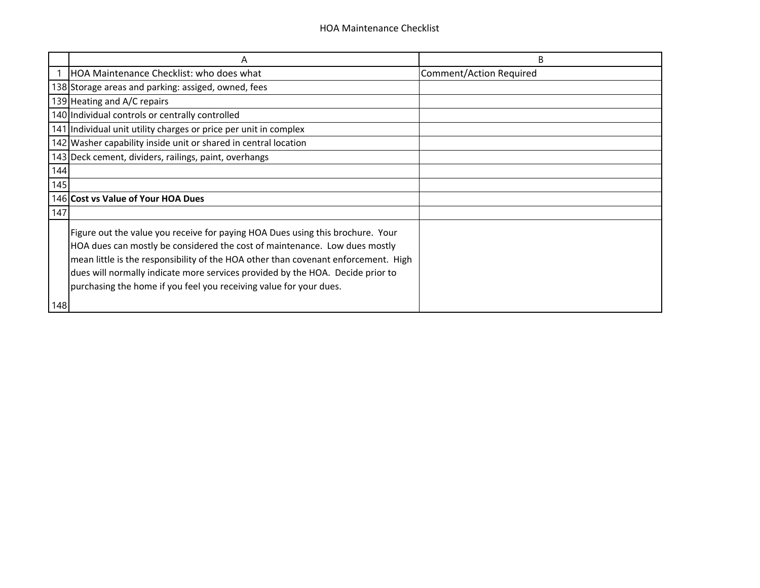| | A | B |
|---|---|---|
| 1 | HOA Maintenance Checklist: who does what | Comment/Action Required |
| 138 | Storage areas and parking: assiged, owned, fees | |
| 139 | Heating and A/C repairs | |
| 140 | Individual controls or centrally controlled | |
| 141 | Individual unit utility charges or price per unit in complex | |
| 142 | Washer capability inside unit or shared in central location | |
| 143 | Deck cement, dividers, railings, paint, overhangs | |
| 144 | | |
| 145 | | |
| 146 | **Cost vs Value of Your HOA Dues** | |
| 147 | | |
| 148 | Figure out the value you receive for paying HOA Dues using this brochure. Your HOA dues can mostly be considered the cost of maintenance. Low dues mostly mean little is the responsibility of the HOA other than covenant enforcement. High dues will normally indicate more services provided by the HOA. Decide prior to purchasing the home if you feel you receiving value for your dues. | |